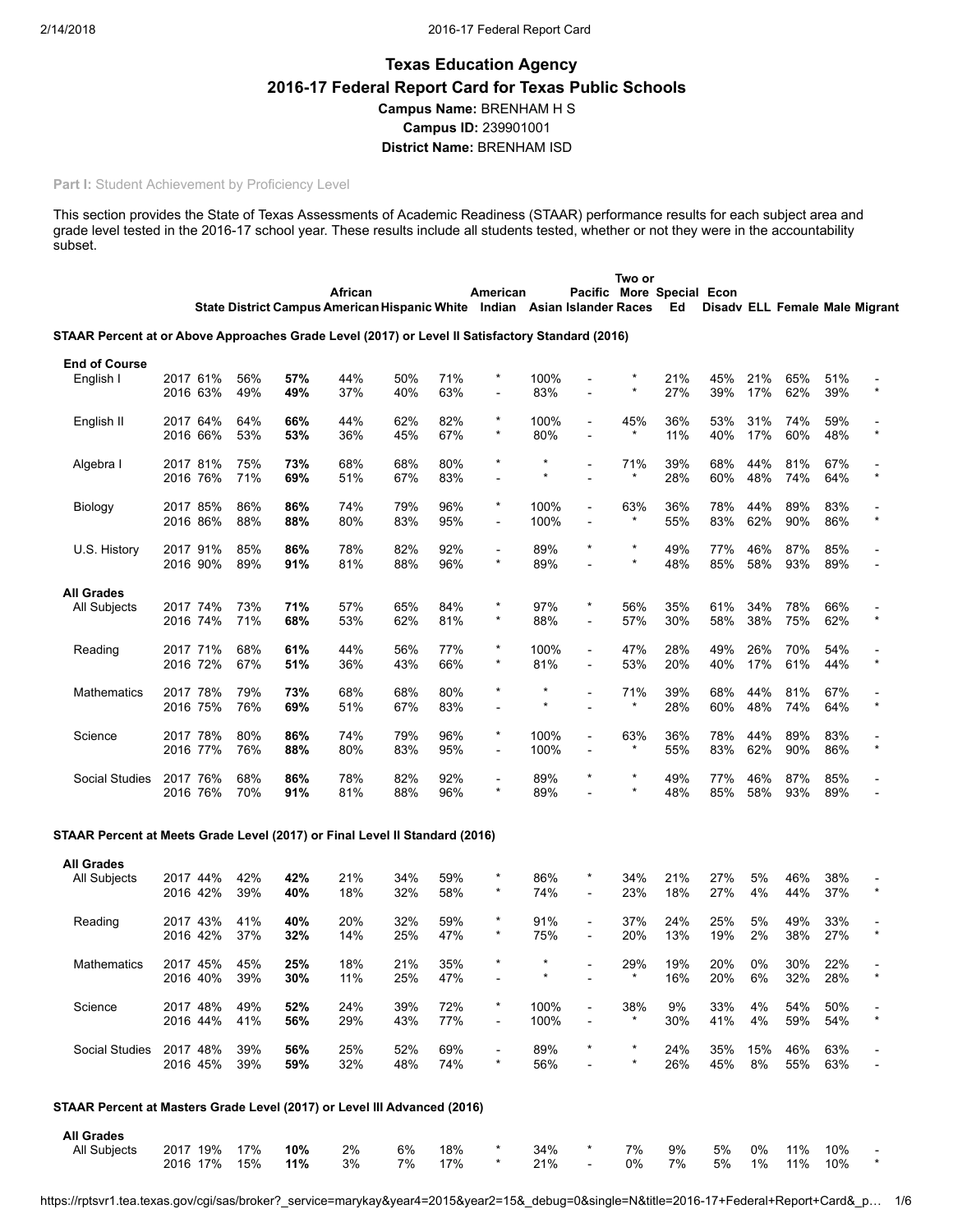# Texas Education Agency

## 2016-17 Federal Report Card for Texas Public Schools

**Campus Name:** BRENHAM H S

**Campus ID:** 239901001

**District Name:** BRENHAM ISD

**Part I:** Student Achievement by Proficiency Level

This section provides the State of Texas Assessments of Academic Readiness (STAAR) performance results for each subject area and grade level tested in the 2016-17 school year. These results include all students tested, whether or not they were in the accountability subset.

| | | State | District | Campus | African American | Hispanic | White | American Indian | Asian | Pacific Islander | Two or More Races | Special Ed | Econ Disadv | ELL | Female | Male | Migrant |
|---|---|---|---|---|---|---|---|---|---|---|---|---|---|---|---|---|---|
| **STAAR Percent at or Above Approaches Grade Level (2017) or Level II Satisfactory Standard (2016)** | | | | | | | | | | | | | | | | | |
| **End of Course** | | | | | | | | | | | | | | | | | |
| English I | 2017 | 61% | 56% | **57%** | 44% | 50% | 71% | * | 100% | - | * | 21% | 45% | 21% | 65% | 51% | - |
| | 2016 | 63% | 49% | **49%** | 37% | 40% | 63% | - | 83% | - | * | 27% | 39% | 17% | 62% | 39% | * |
| English II | 2017 | 64% | 64% | **66%** | 44% | 62% | 82% | * | 100% | - | 45% | 36% | 53% | 31% | 74% | 59% | - |
| | 2016 | 66% | 53% | **53%** | 36% | 45% | 67% | * | 80% | - | * | 11% | 40% | 17% | 60% | 48% | * |
| Algebra I | 2017 | 81% | 75% | **73%** | 68% | 68% | 80% | * | * | - | 71% | 39% | 68% | 44% | 81% | 67% | - |
| | 2016 | 76% | 71% | **69%** | 51% | 67% | 83% | - | * | - | * | 28% | 60% | 48% | 74% | 64% | * |
| Biology | 2017 | 85% | 86% | **86%** | 74% | 79% | 96% | * | 100% | - | 63% | 36% | 78% | 44% | 89% | 83% | - |
| | 2016 | 86% | 88% | **88%** | 80% | 83% | 95% | - | 100% | - | * | 55% | 83% | 62% | 90% | 86% | * |
| U.S. History | 2017 | 91% | 85% | **86%** | 78% | 82% | 92% | - | 89% | * | * | 49% | 77% | 46% | 87% | 85% | - |
| | 2016 | 90% | 89% | **91%** | 81% | 88% | 96% | * | 89% | - | * | 48% | 85% | 58% | 93% | 89% | - |
| **All Grades** | | | | | | | | | | | | | | | | | |
| All Subjects | 2017 | 74% | 73% | **71%** | 57% | 65% | 84% | * | 97% | * | 56% | 35% | 61% | 34% | 78% | 66% | - |
| | 2016 | 74% | 71% | **68%** | 53% | 62% | 81% | * | 88% | - | 57% | 30% | 58% | 38% | 75% | 62% | * |
| Reading | 2017 | 71% | 68% | **61%** | 44% | 56% | 77% | * | 100% | - | 47% | 28% | 49% | 26% | 70% | 54% | - |
| | 2016 | 72% | 67% | **51%** | 36% | 43% | 66% | * | 81% | - | 53% | 20% | 40% | 17% | 61% | 44% | * |
| Mathematics | 2017 | 78% | 79% | **73%** | 68% | 68% | 80% | * | * | - | 71% | 39% | 68% | 44% | 81% | 67% | - |
| | 2016 | 75% | 76% | **69%** | 51% | 67% | 83% | - | * | - | * | 28% | 60% | 48% | 74% | 64% | * |
| Science | 2017 | 78% | 80% | **86%** | 74% | 79% | 96% | * | 100% | - | 63% | 36% | 78% | 44% | 89% | 83% | - |
| | 2016 | 77% | 76% | **88%** | 80% | 83% | 95% | - | 100% | - | * | 55% | 83% | 62% | 90% | 86% | * |
| Social Studies | 2017 | 76% | 68% | **86%** | 78% | 82% | 92% | - | 89% | * | * | 49% | 77% | 46% | 87% | 85% | - |
| | 2016 | 76% | 70% | **91%** | 81% | 88% | 96% | * | 89% | - | * | 48% | 85% | 58% | 93% | 89% | - |
| **STAAR Percent at Meets Grade Level (2017) or Final Level II Standard (2016)** | | | | | | | | | | | | | | | | | |
| **All Grades** | | | | | | | | | | | | | | | | | |
| All Subjects | 2017 | 44% | 42% | **42%** | 21% | 34% | 59% | * | 86% | * | 34% | 21% | 27% | 5% | 46% | 38% | - |
| | 2016 | 42% | 39% | **40%** | 18% | 32% | 58% | * | 74% | - | 23% | 18% | 27% | 4% | 44% | 37% | * |
| Reading | 2017 | 43% | 41% | **40%** | 20% | 32% | 59% | * | 91% | - | 37% | 24% | 25% | 5% | 49% | 33% | - |
| | 2016 | 42% | 37% | **32%** | 14% | 25% | 47% | * | 75% | - | 20% | 13% | 19% | 2% | 38% | 27% | * |
| Mathematics | 2017 | 45% | 45% | **25%** | 18% | 21% | 35% | * | * | - | 29% | 19% | 20% | 0% | 30% | 22% | - |
| | 2016 | 40% | 39% | **30%** | 11% | 25% | 47% | - | * | - | * | 16% | 20% | 6% | 32% | 28% | * |
| Science | 2017 | 48% | 49% | **52%** | 24% | 39% | 72% | * | 100% | - | 38% | 9% | 33% | 4% | 54% | 50% | - |
| | 2016 | 44% | 41% | **56%** | 29% | 43% | 77% | - | 100% | - | * | 30% | 41% | 4% | 59% | 54% | * |
| Social Studies | 2017 | 48% | 39% | **56%** | 25% | 52% | 69% | - | 89% | * | * | 24% | 35% | 15% | 46% | 63% | - |
| | 2016 | 45% | 39% | **59%** | 32% | 48% | 74% | * | 56% | - | * | 26% | 45% | 8% | 55% | 63% | - |
| **STAAR Percent at Masters Grade Level (2017) or Level III Advanced (2016)** | | | | | | | | | | | | | | | | | |
| **All Grades** | | | | | | | | | | | | | | | | | |
| All Subjects | 2017 | 19% | 17% | **10%** | 2% | 6% | 18% | * | 34% | * | 7% | 9% | 5% | 0% | 11% | 10% | - |
| | 2016 | 17% | 15% | **11%** | 3% | 7% | 17% | * | 21% | - | 0% | 7% | 5% | 1% | 11% | 10% | * |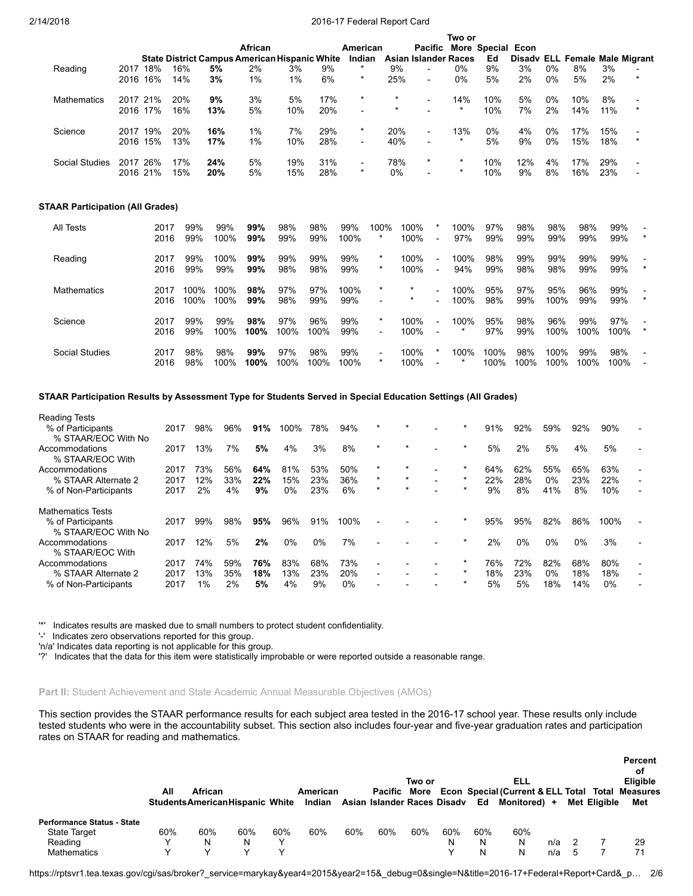| | | State | District | Campus | African American | Hispanic | White | American Indian | Asian | Pacific Islander | Two or More Races | Special Ed | Econ Disadv | ELL | Female | Male | Migrant |
|---|---|---|---|---|---|---|---|---|---|---|---|---|---|---|---|---|---|
| Reading | 2017 | 18% | 16% | **5%** | 2% | 3% | 9% | * | 9% | - | 0% | 9% | 3% | 0% | 8% | 3% | - |
| | 2016 | 16% | 14% | **3%** | 1% | 1% | 6% | * | 25% | - | 0% | 5% | 2% | 0% | 5% | 2% | * |
| Mathematics | 2017 | 21% | 20% | **9%** | 3% | 5% | 17% | * | * | - | 14% | 10% | 5% | 0% | 10% | 8% | - |
| | 2016 | 17% | 16% | **13%** | 5% | 10% | 20% | - | * | - | * | 10% | 7% | 2% | 14% | 11% | * |
| Science | 2017 | 19% | 20% | **16%** | 1% | 7% | 29% | * | 20% | - | 13% | 0% | 4% | 0% | 17% | 15% | - |
| | 2016 | 15% | 13% | **17%** | 1% | 10% | 28% | - | 40% | - | * | 5% | 9% | 0% | 15% | 18% | * |
| Social Studies | 2017 | 26% | 17% | **24%** | 5% | 19% | 31% | - | 78% | * | * | 10% | 12% | 4% | 17% | 29% | - |
| | 2016 | 21% | 15% | **20%** | 5% | 15% | 28% | * | 0% | - | * | 10% | 9% | 8% | 16% | 23% | - |

### STAAR Participation (All Grades)

| | | State | District | Campus | African American | Hispanic | White | American Indian | Asian | Pacific Islander | Two or More Races | Special Ed | Econ Disadv | ELL | Female | Male | Migrant |
|---|---|---|---|---|---|---|---|---|---|---|---|---|---|---|---|---|---|
| All Tests | 2017 | 99% | 99% | **99%** | 98% | 98% | 99% | 100% | 100% | * | 100% | 97% | 98% | 98% | 98% | 99% | - |
| | 2016 | 99% | 100% | **99%** | 99% | 99% | 100% | * | 100% | - | 97% | 99% | 99% | 99% | 99% | 99% | * |
| Reading | 2017 | 99% | 100% | **99%** | 99% | 99% | 99% | * | 100% | - | 100% | 98% | 99% | 99% | 99% | 99% | - |
| | 2016 | 99% | 99% | **99%** | 98% | 98% | 99% | * | 100% | - | 94% | 99% | 98% | 98% | 99% | 99% | * |
| Mathematics | 2017 | 100% | 100% | **98%** | 97% | 97% | 100% | * | * | - | 100% | 95% | 97% | 95% | 96% | 99% | - |
| | 2016 | 100% | 100% | **99%** | 98% | 99% | 99% | - | * | - | 100% | 98% | 99% | 100% | 99% | 99% | * |
| Science | 2017 | 99% | 99% | **98%** | 97% | 96% | 99% | * | 100% | - | 100% | 95% | 98% | 96% | 99% | 97% | - |
| | 2016 | 99% | 100% | **100%** | 100% | 100% | 99% | - | 100% | - | * | 97% | 99% | 100% | 100% | 100% | * |
| Social Studies | 2017 | 98% | 98% | **99%** | 97% | 98% | 99% | - | 100% | * | 100% | 100% | 98% | 100% | 99% | 98% | - |
| | 2016 | 98% | 100% | **100%** | 100% | 100% | 100% | * | 100% | - | * | 100% | 100% | 100% | 100% | 100% | - |

### STAAR Participation Results by Assessment Type for Students Served in Special Education Settings (All Grades)

| | | State | District | Campus | African American | Hispanic | White | American Indian | Asian | Pacific Islander | Two or More Races | Special Ed | Econ Disadv | ELL | Female | Male | Migrant |
|---|---|---|---|---|---|---|---|---|---|---|---|---|---|---|---|---|---|
| Reading Tests | | | | | | | | | | | | | | | | | |
| % of Participants | 2017 | 98% | 96% | **91%** | 100% | 78% | 94% | * | * | - | * | 91% | 92% | 59% | 92% | 90% | - |
| % STAAR/EOC With No Accommodations | 2017 | 13% | 7% | **5%** | 4% | 3% | 8% | * | * | - | * | 5% | 2% | 5% | 4% | 5% | - |
| % STAAR/EOC With Accommodations | 2017 | 73% | 56% | **64%** | 81% | 53% | 50% | * | * | - | * | 64% | 62% | 55% | 65% | 63% | - |
| % STAAR Alternate 2 | 2017 | 12% | 33% | **22%** | 15% | 23% | 36% | * | * | - | * | 22% | 28% | 0% | 23% | 22% | - |
| % of Non-Participants | 2017 | 2% | 4% | **9%** | 0% | 23% | 6% | * | * | - | * | 9% | 8% | 41% | 8% | 10% | - |
| Mathematics Tests | | | | | | | | | | | | | | | | | |
| % of Participants | 2017 | 99% | 98% | **95%** | 96% | 91% | 100% | - | - | - | * | 95% | 95% | 82% | 86% | 100% | - |
| % STAAR/EOC With No Accommodations | 2017 | 12% | 5% | **2%** | 0% | 0% | 7% | - | - | - | * | 2% | 0% | 0% | 0% | 3% | - |
| % STAAR/EOC With Accommodations | 2017 | 74% | 59% | **76%** | 83% | 68% | 73% | - | - | - | * | 76% | 72% | 82% | 68% | 80% | - |
| % STAAR Alternate 2 | 2017 | 13% | 35% | **18%** | 13% | 23% | 20% | - | - | - | * | 18% | 23% | 0% | 18% | 18% | - |
| % of Non-Participants | 2017 | 1% | 2% | **5%** | 4% | 9% | 0% | - | - | - | * | 5% | 5% | 18% | 14% | 0% | - |

'*' Indicates results are masked due to small numbers to protect student confidentiality.
'-' Indicates zero observations reported for this group.
'n/a' Indicates data reporting is not applicable for this group.
'?' Indicates that the data for this item were statistically improbable or were reported outside a reasonable range.

## Part II: Student Achievement and State Academic Annual Measurable Objectives (AMOs)

This section provides the STAAR performance results for each subject area tested in the 2016-17 school year. These results only include tested students who were in the accountability subset. This section also includes four-year and five-year graduation rates and participation rates on STAAR for reading and mathematics.

| | All Students | African American | Hispanic | White | American Indian | Asian | Pacific Islander | Two or More Races | Econ Disadv | Special Ed | ELL (Current & Monitored) + | ELL Total | Total Met | Total Eligible | Percent of Eligible Measures Met |
|---|---|---|---|---|---|---|---|---|---|---|---|---|---|---|---|
| **Performance Status - State** | | | | | | | | | | | | | | | |
| State Target | 60% | 60% | 60% | 60% | 60% | 60% | 60% | 60% | 60% | 60% | 60% | | | | |
| Reading | Y | N | N | Y | | | | | N | N | N | n/a | 2 | 7 | 29 |
| Mathematics | Y | Y | Y | Y | | | | | Y | N | N | n/a | 5 | 7 | 71 |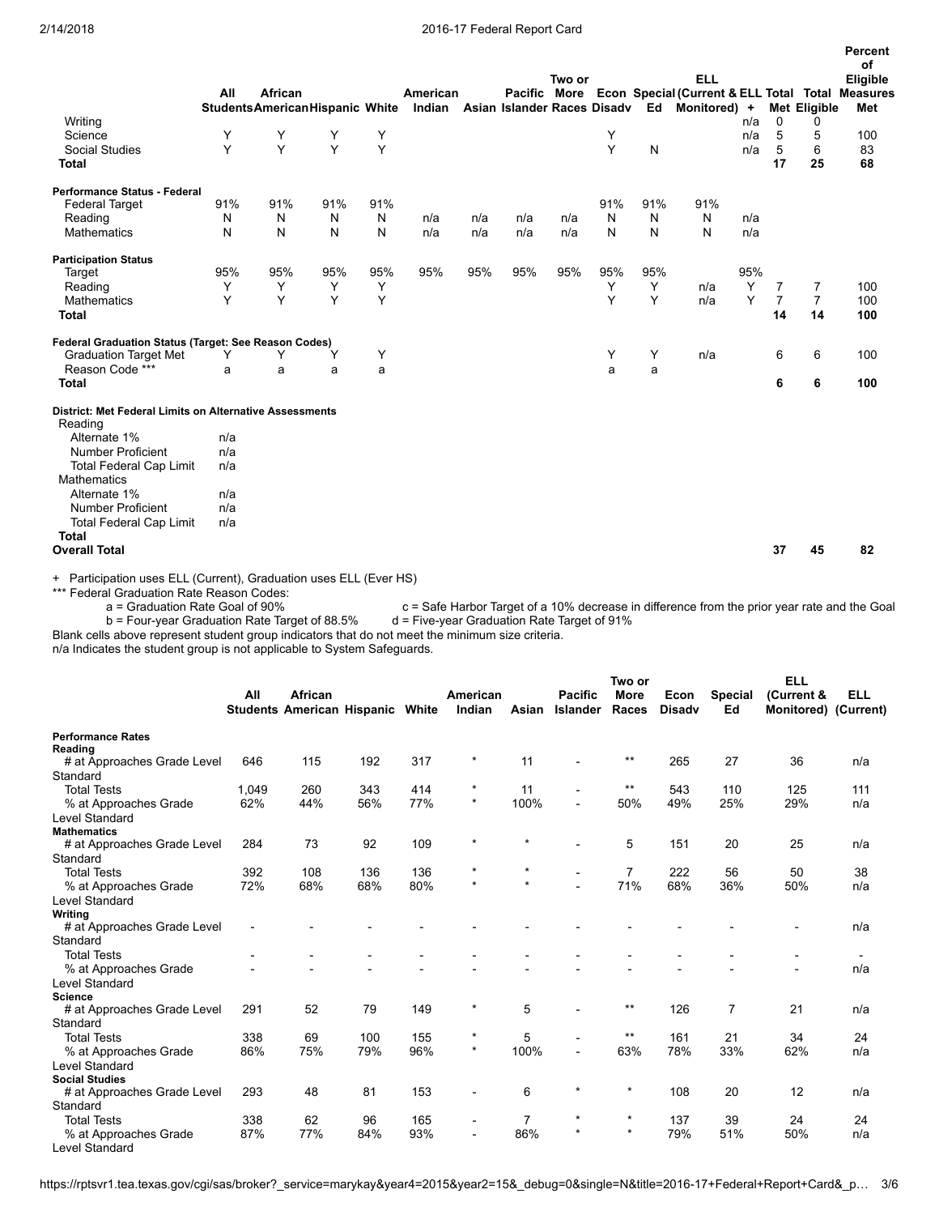| | All Students | African American | Hispanic | White | American Indian | Asian | Pacific Islander | Two or More Races | Econ Disadv | Special Ed | ELL (Current & Monitored) | ELL + | Total Met | Total Eligible | Percent of Eligible Measures Met |
|---|---|---|---|---|---|---|---|---|---|---|---|---|---|---|---|
| Writing | | | | | | | | | | | | n/a | 0 | 0 | |
| Science | Y | Y | Y | Y | | | | | Y | | | n/a | 5 | 5 | 100 |
| Social Studies | Y | Y | Y | Y | | | | | Y | N | | n/a | 5 | 6 | 83 |
| **Total** | | | | | | | | | | | | | **17** | **25** | **68** |
| **Performance Status - Federal** | | | | | | | | | | | | | | | |
| Federal Target | 91% | 91% | 91% | 91% | | | | | 91% | 91% | 91% | | | | |
| Reading | N | N | N | N | n/a | n/a | n/a | n/a | N | N | N | n/a | | | |
| Mathematics | N | N | N | N | n/a | n/a | n/a | n/a | N | N | N | n/a | | | |
| **Participation Status** | | | | | | | | | | | | | | | |
| Target | 95% | 95% | 95% | 95% | 95% | 95% | 95% | 95% | 95% | 95% | | 95% | | | |
| Reading | Y | Y | Y | Y | | | | | Y | Y | n/a | Y | 7 | 7 | 100 |
| Mathematics | Y | Y | Y | Y | | | | | Y | Y | n/a | Y | 7 | 7 | 100 |
| **Total** | | | | | | | | | | | | | **14** | **14** | **100** |
| **Federal Graduation Status (Target: See Reason Codes)** | | | | | | | | | | | | | | | |
| Graduation Target Met | Y | Y | Y | Y | | | | | Y | Y | n/a | | 6 | 6 | 100 |
| Reason Code *** | a | a | a | a | | | | | a | a | | | | | |
| **Total** | | | | | | | | | | | | | **6** | **6** | **100** |
| **District: Met Federal Limits on Alternative Assessments** | | | | | | | | | | | | | | | |
| Reading | | | | | | | | | | | | | | | |
| Alternate 1% | n/a | | | | | | | | | | | | | | |
| Number Proficient | n/a | | | | | | | | | | | | | | |
| Total Federal Cap Limit | n/a | | | | | | | | | | | | | | |
| Mathematics | | | | | | | | | | | | | | | |
| Alternate 1% | n/a | | | | | | | | | | | | | | |
| Number Proficient | n/a | | | | | | | | | | | | | | |
| Total Federal Cap Limit | n/a | | | | | | | | | | | | | | |
| **Total** | | | | | | | | | | | | | | | |
| **Overall Total** | | | | | | | | | | | | | **37** | **45** | **82** |

\+ Participation uses ELL (Current), Graduation uses ELL (Ever HS)

*** Federal Graduation Rate Reason Codes:

a = Graduation Rate Goal of 90%
b = Four-year Graduation Rate Target of 88.5%
c = Safe Harbor Target of a 10% decrease in difference from the prior year rate and the Goal
d = Five-year Graduation Rate Target of 91%

Blank cells above represent student group indicators that do not meet the minimum size criteria.
n/a Indicates the student group is not applicable to System Safeguards.

| | All Students | African American | Hispanic | White | American Indian | Asian | Pacific Islander | Two or More Races | Econ Disadv | Special Ed | ELL (Current & Monitored) | ELL (Current) |
|---|---|---|---|---|---|---|---|---|---|---|---|---|
| **Performance Rates** | | | | | | | | | | | | |
| **Reading** | | | | | | | | | | | | |
| # at Approaches Grade Level Standard | 646 | 115 | 192 | 317 | * | 11 | - | ** | 265 | 27 | 36 | n/a |
| Total Tests | 1,049 | 260 | 343 | 414 | * | 11 | - | ** | 543 | 110 | 125 | 111 |
| % at Approaches Grade Level Standard | 62% | 44% | 56% | 77% | * | 100% | - | 50% | 49% | 25% | 29% | n/a |
| **Mathematics** | | | | | | | | | | | | |
| # at Approaches Grade Level Standard | 284 | 73 | 92 | 109 | * | * | - | 5 | 151 | 20 | 25 | n/a |
| Total Tests | 392 | 108 | 136 | 136 | * | * | - | 7 | 222 | 56 | 50 | 38 |
| % at Approaches Grade Level Standard | 72% | 68% | 68% | 80% | * | * | - | 71% | 68% | 36% | 50% | n/a |
| **Writing** | | | | | | | | | | | | |
| # at Approaches Grade Level Standard | - | - | - | - | - | - | - | - | - | - | - | n/a |
| Total Tests | - | - | - | - | - | - | - | - | - | - | - | - |
| % at Approaches Grade Level Standard | - | - | - | - | - | - | - | - | - | - | - | n/a |
| **Science** | | | | | | | | | | | | |
| # at Approaches Grade Level Standard | 291 | 52 | 79 | 149 | * | 5 | - | ** | 126 | 7 | 21 | n/a |
| Total Tests | 338 | 69 | 100 | 155 | * | 5 | - | ** | 161 | 21 | 34 | 24 |
| % at Approaches Grade Level Standard | 86% | 75% | 79% | 96% | * | 100% | - | 63% | 78% | 33% | 62% | n/a |
| **Social Studies** | | | | | | | | | | | | |
| # at Approaches Grade Level Standard | 293 | 48 | 81 | 153 | - | 6 | * | * | 108 | 20 | 12 | n/a |
| Total Tests | 338 | 62 | 96 | 165 | - | 7 | * | * | 137 | 39 | 24 | 24 |
| % at Approaches Grade Level Standard | 87% | 77% | 84% | 93% | - | 86% | * | * | 79% | 51% | 50% | n/a |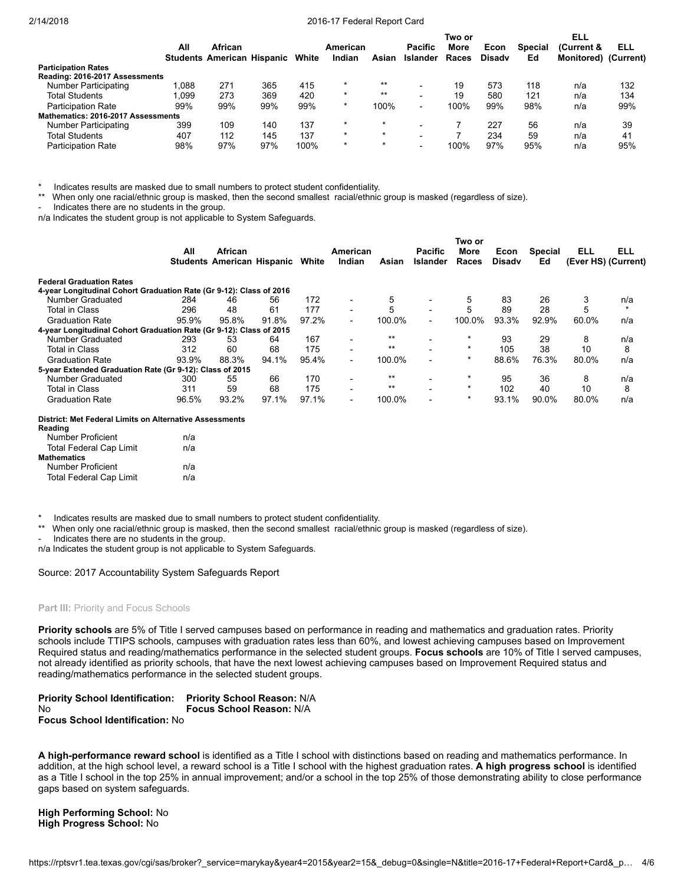| | All Students | African American | Hispanic | White | American Indian | Asian | Pacific Islander | Two or More Races | Econ Disadv | Special Ed | ELL (Current & Monitored) | ELL (Current) |
|---|---|---|---|---|---|---|---|---|---|---|---|---|
| **Participation Rates** | | | | | | | | | | | | |
| **Reading: 2016-2017 Assessments** | | | | | | | | | | | | |
| Number Participating | 1,088 | 271 | 365 | 415 | * | ** | - | 19 | 573 | 118 | n/a | 132 |
| Total Students | 1,099 | 273 | 369 | 420 | * | ** | - | 19 | 580 | 121 | n/a | 134 |
| Participation Rate | 99% | 99% | 99% | 99% | * | 100% | - | 100% | 99% | 98% | n/a | 99% |
| **Mathematics: 2016-2017 Assessments** | | | | | | | | | | | | |
| Number Participating | 399 | 109 | 140 | 137 | * | * | - | 7 | 227 | 56 | n/a | 39 |
| Total Students | 407 | 112 | 145 | 137 | * | * | - | 7 | 234 | 59 | n/a | 41 |
| Participation Rate | 98% | 97% | 97% | 100% | * | * | - | 100% | 97% | 95% | n/a | 95% |

\* Indicates results are masked due to small numbers to protect student confidentiality.
** When only one racial/ethnic group is masked, then the second smallest racial/ethnic group is masked (regardless of size).
\- Indicates there are no students in the group.
n/a Indicates the student group is not applicable to System Safeguards.

| | All Students | African American | Hispanic | White | American Indian | Asian | Pacific Islander | Two or More Races | Econ Disadv | Special Ed | ELL (Ever HS) | ELL (Current) |
|---|---|---|---|---|---|---|---|---|---|---|---|---|
| **Federal Graduation Rates** | | | | | | | | | | | | |
| **4-year Longitudinal Cohort Graduation Rate (Gr 9-12): Class of 2016** | | | | | | | | | | | | |
| Number Graduated | 284 | 46 | 56 | 172 | - | 5 | - | 5 | 83 | 26 | 3 | n/a |
| Total in Class | 296 | 48 | 61 | 177 | - | 5 | - | 5 | 89 | 28 | 5 | * |
| Graduation Rate | 95.9% | 95.8% | 91.8% | 97.2% | - | 100.0% | - | 100.0% | 93.3% | 92.9% | 60.0% | n/a |
| **4-year Longitudinal Cohort Graduation Rate (Gr 9-12): Class of 2015** | | | | | | | | | | | | |
| Number Graduated | 293 | 53 | 64 | 167 | - | ** | - | * | 93 | 29 | 8 | n/a |
| Total in Class | 312 | 60 | 68 | 175 | - | ** | - | * | 105 | 38 | 10 | 8 |
| Graduation Rate | 93.9% | 88.3% | 94.1% | 95.4% | - | 100.0% | - | * | 88.6% | 76.3% | 80.0% | n/a |
| **5-year Extended Graduation Rate (Gr 9-12): Class of 2015** | | | | | | | | | | | | |
| Number Graduated | 300 | 55 | 66 | 170 | - | ** | - | * | 95 | 36 | 8 | n/a |
| Total in Class | 311 | 59 | 68 | 175 | - | ** | - | * | 102 | 40 | 10 | 8 |
| Graduation Rate | 96.5% | 93.2% | 97.1% | 97.1% | - | 100.0% | - | * | 93.1% | 90.0% | 80.0% | n/a |

**District: Met Federal Limits on Alternative Assessments**

| | |
|---|---|
| **Reading** | |
| Number Proficient | n/a |
| Total Federal Cap Limit | n/a |
| **Mathematics** | |
| Number Proficient | n/a |
| Total Federal Cap Limit | n/a |

\* Indicates results are masked due to small numbers to protect student confidentiality.
** When only one racial/ethnic group is masked, then the second smallest racial/ethnic group is masked (regardless of size).
\- Indicates there are no students in the group.
n/a Indicates the student group is not applicable to System Safeguards.

Source: 2017 Accountability System Safeguards Report

## Part III: Priority and Focus Schools

**Priority schools** are 5% of Title I served campuses based on performance in reading and mathematics and graduation rates. Priority schools include TTIPS schools, campuses with graduation rates less than 60%, and lowest achieving campuses based on Improvement Required status and reading/mathematics performance in the selected student groups. **Focus schools** are 10% of Title I served campuses, not already identified as priority schools, that have the next lowest achieving campuses based on Improvement Required status and reading/mathematics performance in the selected student groups.

**Priority School Identification:** No
**Focus School Identification:** No
**Priority School Reason:** N/A
**Focus School Reason:** N/A

**A high-performance reward school** is identified as a Title I school with distinctions based on reading and mathematics performance. In addition, at the high school level, a reward school is a Title I school with the highest graduation rates. **A high progress school** is identified as a Title I school in the top 25% in annual improvement; and/or a school in the top 25% of those demonstrating ability to close performance gaps based on system safeguards.

**High Performing School:** No
**High Progress School:** No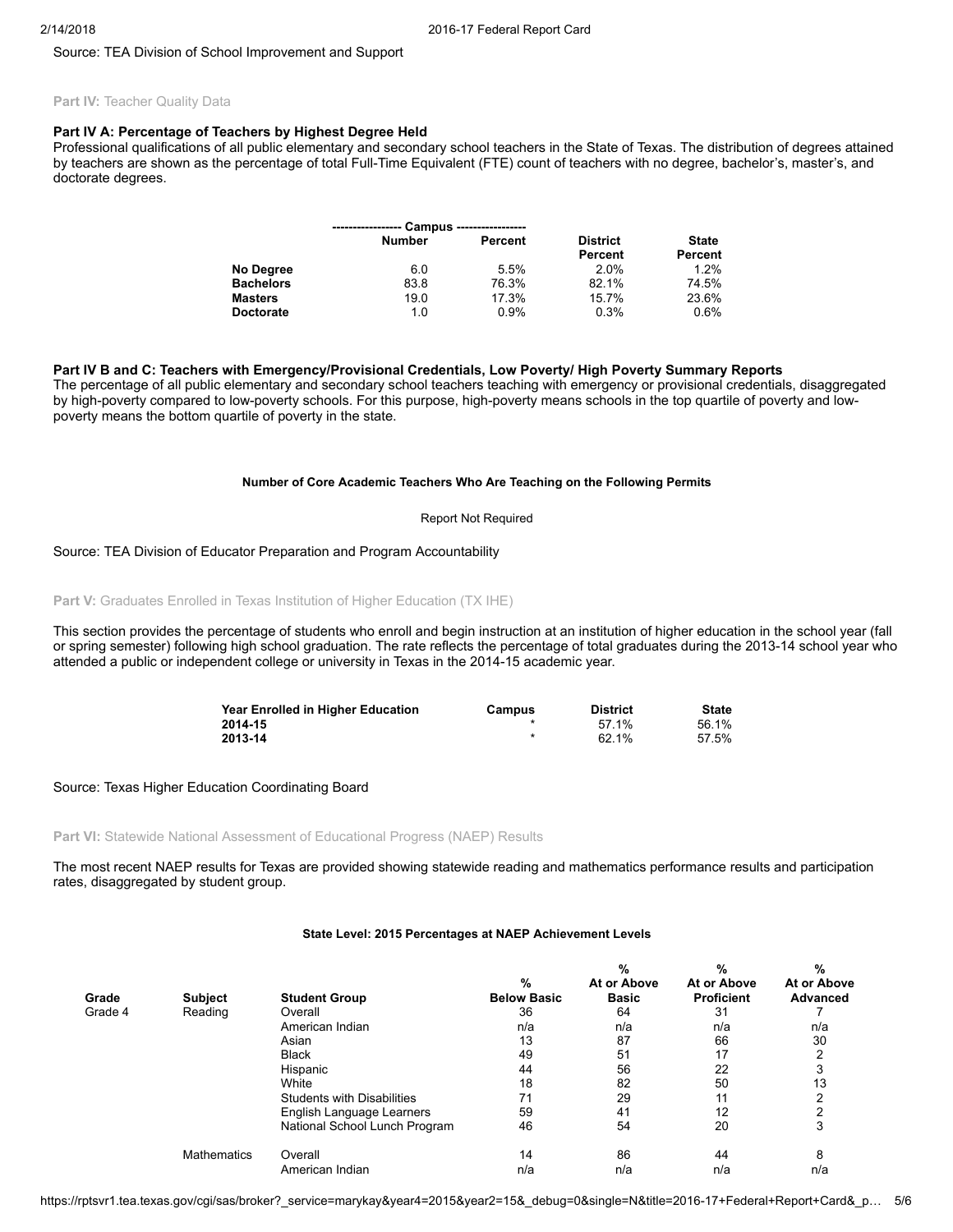Source: TEA Division of School Improvement and Support

## Part IV: Teacher Quality Data

### Part IV A: Percentage of Teachers by Highest Degree Held

Professional qualifications of all public elementary and secondary school teachers in the State of Texas. The distribution of degrees attained by teachers are shown as the percentage of total Full-Time Equivalent (FTE) count of teachers with no degree, bachelor's, master's, and doctorate degrees.

| | Campus | | | |
|---|---|---|---|---|
| | **Number** | **Percent** | **District Percent** | **State Percent** |
| **No Degree** | 6.0 | 5.5% | 2.0% | 1.2% |
| **Bachelors** | 83.8 | 76.3% | 82.1% | 74.5% |
| **Masters** | 19.0 | 17.3% | 15.7% | 23.6% |
| **Doctorate** | 1.0 | 0.9% | 0.3% | 0.6% |

### Part IV B and C: Teachers with Emergency/Provisional Credentials, Low Poverty/ High Poverty Summary Reports

The percentage of all public elementary and secondary school teachers teaching with emergency or provisional credentials, disaggregated by high-poverty compared to low-poverty schools. For this purpose, high-poverty means schools in the top quartile of poverty and low-poverty means the bottom quartile of poverty in the state.

**Number of Core Academic Teachers Who Are Teaching on the Following Permits**

Report Not Required

Source: TEA Division of Educator Preparation and Program Accountability

## Part V: Graduates Enrolled in Texas Institution of Higher Education (TX IHE)

This section provides the percentage of students who enroll and begin instruction at an institution of higher education in the school year (fall or spring semester) following high school graduation. The rate reflects the percentage of total graduates during the 2013-14 school year who attended a public or independent college or university in Texas in the 2014-15 academic year.

| Year Enrolled in Higher Education | Campus | District | State |
|---|---|---|---|
| **2014-15** | * | 57.1% | 56.1% |
| **2013-14** | * | 62.1% | 57.5% |

Source: Texas Higher Education Coordinating Board

## Part VI: Statewide National Assessment of Educational Progress (NAEP) Results

The most recent NAEP results for Texas are provided showing statewide reading and mathematics performance results and participation rates, disaggregated by student group.

**State Level: 2015 Percentages at NAEP Achievement Levels**

| Grade | Subject | Student Group | % Below Basic | % At or Above Basic | % At or Above Proficient | % At or Above Advanced |
|---|---|---|---|---|---|---|
| Grade 4 | Reading | Overall | 36 | 64 | 31 | 7 |
| | | American Indian | n/a | n/a | n/a | n/a |
| | | Asian | 13 | 87 | 66 | 30 |
| | | Black | 49 | 51 | 17 | 2 |
| | | Hispanic | 44 | 56 | 22 | 3 |
| | | White | 18 | 82 | 50 | 13 |
| | | Students with Disabilities | 71 | 29 | 11 | 2 |
| | | English Language Learners | 59 | 41 | 12 | 2 |
| | | National School Lunch Program | 46 | 54 | 20 | 3 |
| | Mathematics | Overall | 14 | 86 | 44 | 8 |
| | | American Indian | n/a | n/a | n/a | n/a |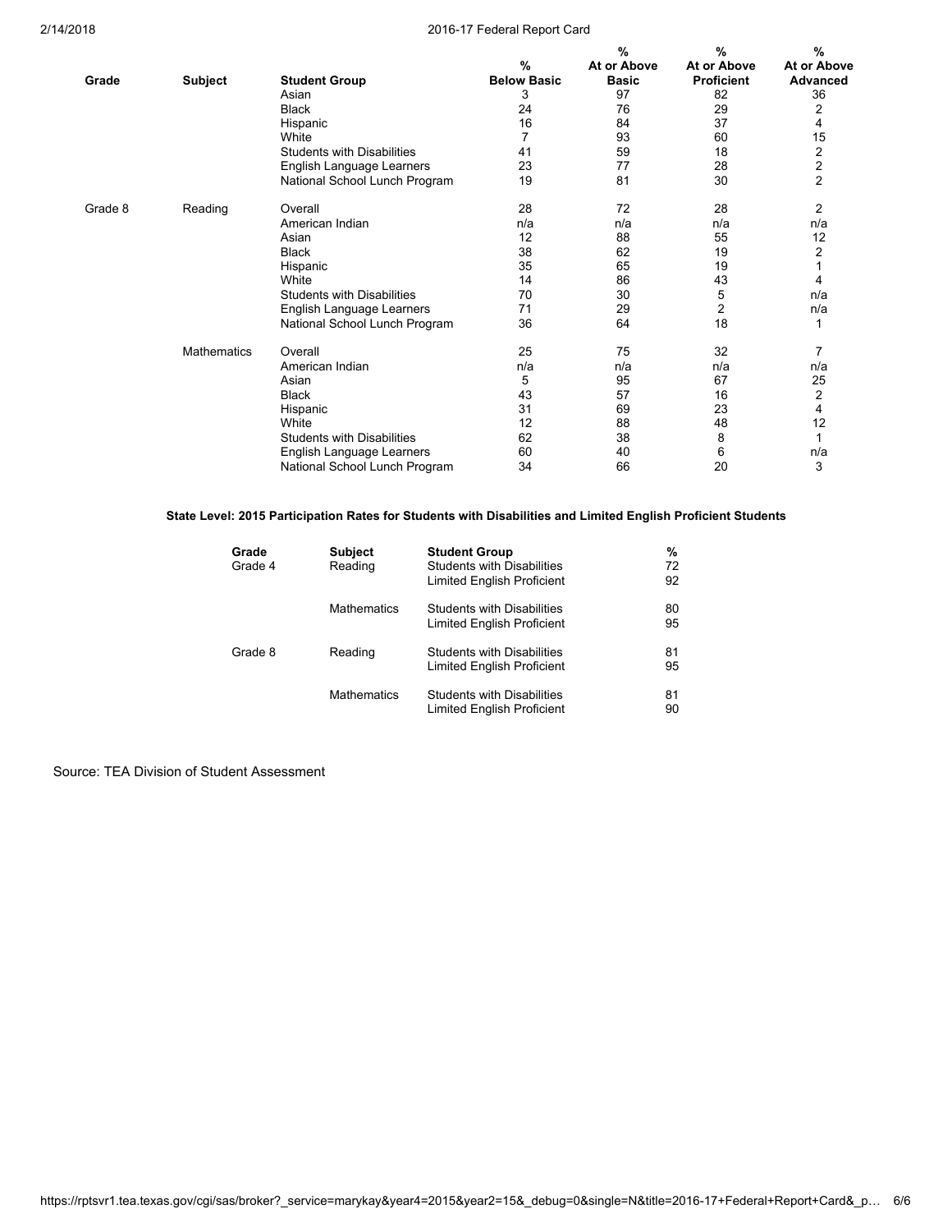| Grade | Subject | Student Group | % Below Basic | % At or Above Basic | % At or Above Proficient | % At or Above Advanced |
|---|---|---|---|---|---|---|
| | | Asian | 3 | 97 | 82 | 36 |
| | | Black | 24 | 76 | 29 | 2 |
| | | Hispanic | 16 | 84 | 37 | 4 |
| | | White | 7 | 93 | 60 | 15 |
| | | Students with Disabilities | 41 | 59 | 18 | 2 |
| | | English Language Learners | 23 | 77 | 28 | 2 |
| | | National School Lunch Program | 19 | 81 | 30 | 2 |
| Grade 8 | Reading | Overall | 28 | 72 | 28 | 2 |
| | | American Indian | n/a | n/a | n/a | n/a |
| | | Asian | 12 | 88 | 55 | 12 |
| | | Black | 38 | 62 | 19 | 2 |
| | | Hispanic | 35 | 65 | 19 | 1 |
| | | White | 14 | 86 | 43 | 4 |
| | | Students with Disabilities | 70 | 30 | 5 | n/a |
| | | English Language Learners | 71 | 29 | 2 | n/a |
| | | National School Lunch Program | 36 | 64 | 18 | 1 |
| | Mathematics | Overall | 25 | 75 | 32 | 7 |
| | | American Indian | n/a | n/a | n/a | n/a |
| | | Asian | 5 | 95 | 67 | 25 |
| | | Black | 43 | 57 | 16 | 2 |
| | | Hispanic | 31 | 69 | 23 | 4 |
| | | White | 12 | 88 | 48 | 12 |
| | | Students with Disabilities | 62 | 38 | 8 | 1 |
| | | English Language Learners | 60 | 40 | 6 | n/a |
| | | National School Lunch Program | 34 | 66 | 20 | 3 |

**State Level: 2015 Participation Rates for Students with Disabilities and Limited English Proficient Students**

| Grade | Subject | Student Group | % |
|---|---|---|---|
| Grade 4 | Reading | Students with Disabilities | 72 |
| | | Limited English Proficient | 92 |
| | Mathematics | Students with Disabilities | 80 |
| | | Limited English Proficient | 95 |
| Grade 8 | Reading | Students with Disabilities | 81 |
| | | Limited English Proficient | 95 |
| | Mathematics | Students with Disabilities | 81 |
| | | Limited English Proficient | 90 |

Source: TEA Division of Student Assessment